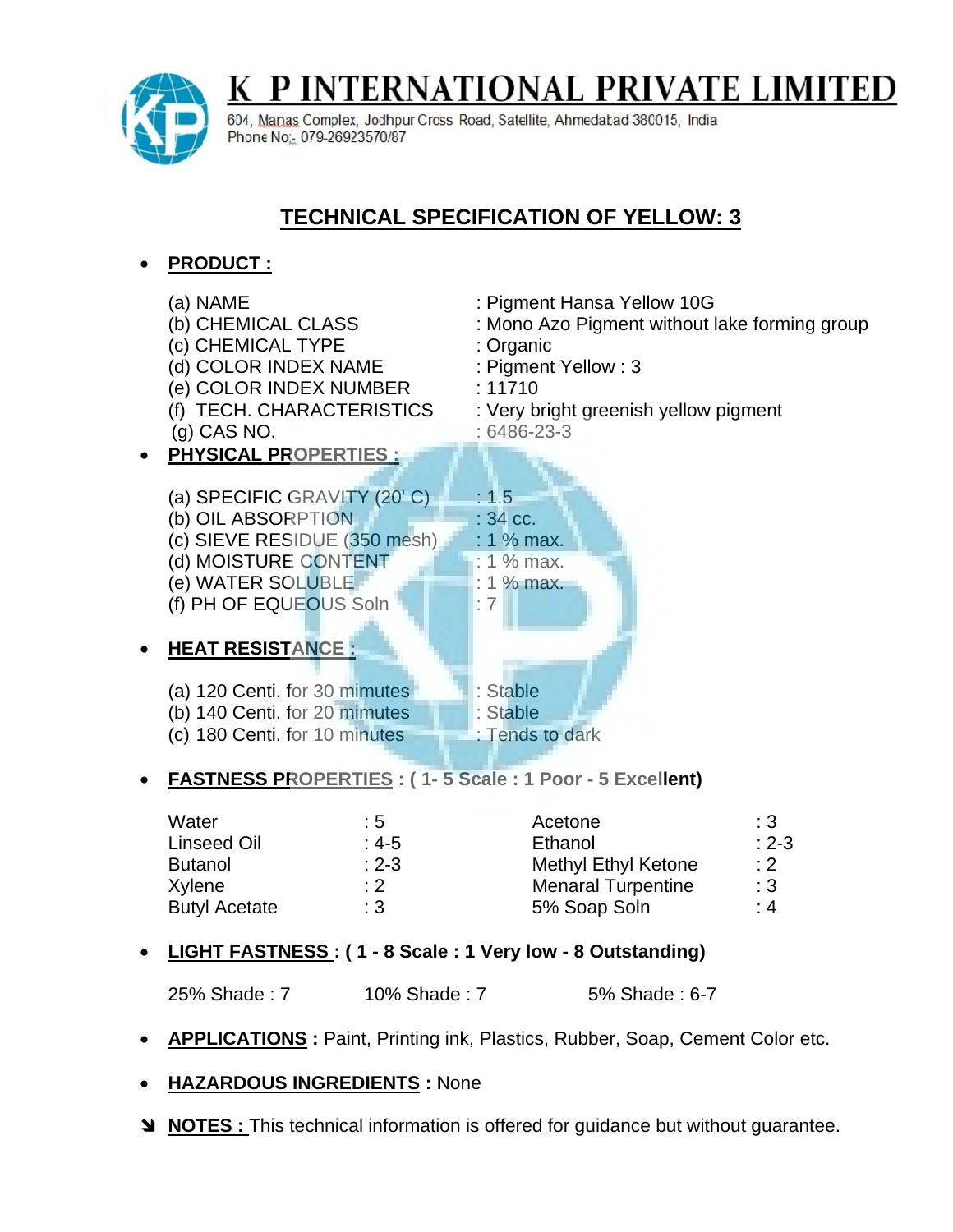# K P INTERNATIONAL PRIVATE LIMITED

604, Manas Complex, Jodhpur Cross Road, Satellite, Ahmedabad-380015, India
Phone No:- 079-26923570/87

## TECHNICAL SPECIFICATION OF YELLOW: 3

- **PRODUCT :**

| | |
|---|---|
| (a) NAME | : Pigment Hansa Yellow 10G |
| (b) CHEMICAL CLASS | : Mono Azo Pigment without lake forming group |
| (c) CHEMICAL TYPE | : Organic |
| (d) COLOR INDEX NAME | : Pigment Yellow : 3 |
| (e) COLOR INDEX NUMBER | : 11710 |
| (f) TECH. CHARACTERISTICS | : Very bright greenish yellow pigment |
| (g) CAS NO. | : 6486-23-3 |

- **PHYSICAL PROPERTIES :**

| | |
|---|---|
| (a) SPECIFIC GRAVITY (20' C) | : 1.5 |
| (b) OIL ABSORPTION | : 34 cc. |
| (c) SIEVE RESIDUE (350 mesh) | : 1 % max. |
| (d) MOISTURE CONTENT | : 1 % max. |
| (e) WATER SOLUBLE | : 1 % max. |
| (f) PH OF EQUEOUS Soln | : 7 |

- **HEAT RESISTANCE :**

| | |
|---|---|
| (a) 120 Centi. for 30 mimutes | : Stable |
| (b) 140 Centi. for 20 mimutes | : Stable |
| (c) 180 Centi. for 10 minutes | : Tends to dark |

- **FASTNESS PROPERTIES : ( 1- 5 Scale : 1 Poor - 5 Excellent)**

| | | | |
|---|---|---|---|
| Water | : 5 | Acetone | : 3 |
| Linseed Oil | : 4-5 | Ethanol | : 2-3 |
| Butanol | : 2-3 | Methyl Ethyl Ketone | : 2 |
| Xylene | : 2 | Menaral Turpentine | : 3 |
| Butyl Acetate | : 3 | 5% Soap Soln | : 4 |

- **LIGHT FASTNESS : ( 1 - 8 Scale : 1 Very low - 8 Outstanding)**

  25% Shade : 7    10% Shade : 7    5% Shade : 6-7

- **APPLICATIONS :** Paint, Printing ink, Plastics, Rubber, Soap, Cement Color etc.

- **HAZARDOUS INGREDIENTS :** None

➘ **NOTES :** This technical information is offered for guidance but without guarantee.